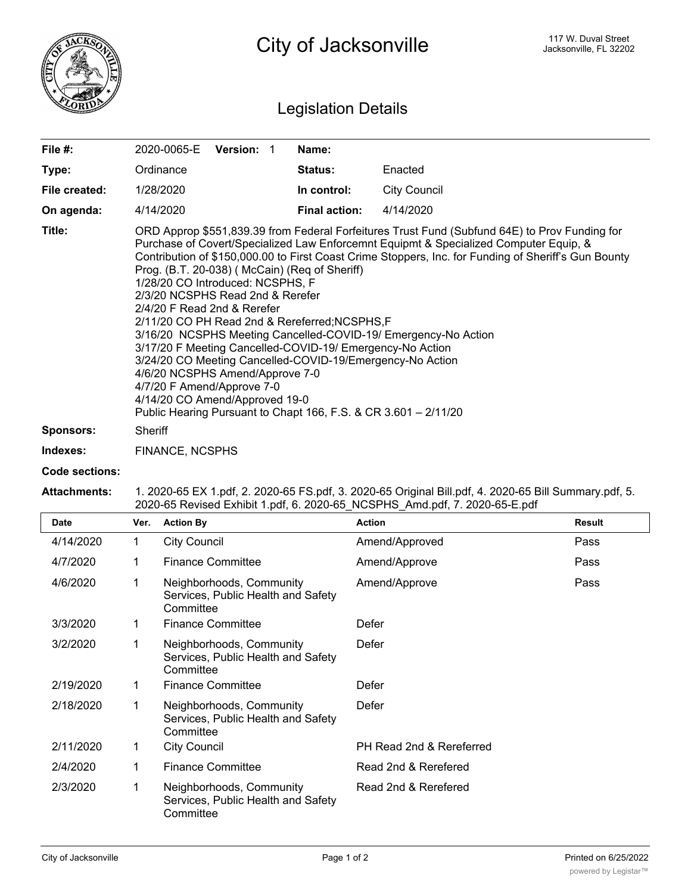# City of Jacksonville

117 W. Duval Street
Jacksonville, FL 32202

## Legislation Details

| | | | |
|---|---|---|---|
| **File #:** | 2020-0065-E **Version:** 1 | **Name:** | |
| **Type:** | Ordinance | **Status:** | Enacted |
| **File created:** | 1/28/2020 | **In control:** | City Council |
| **On agenda:** | 4/14/2020 | **Final action:** | 4/14/2020 |

**Title:** ORD Approp $551,839.39 from Federal Forfeitures Trust Fund (Subfund 64E) to Prov Funding for Purchase of Covert/Specialized Law Enforcemnt Equipmt & Specialized Computer Equip, & Contribution of $150,000.00 to First Coast Crime Stoppers, Inc. for Funding of Sheriff's Gun Bounty Prog. (B.T. 20-038) ( McCain) (Req of Sheriff)
1/28/20 CO Introduced: NCSPHS, F
2/3/20 NCSPHS Read 2nd & Rerefer
2/4/20 F Read 2nd & Rerefer
2/11/20 CO PH Read 2nd & Rereferred;NCSPHS,F
3/16/20 NCSPHS Meeting Cancelled-COVID-19/ Emergency-No Action
3/17/20 F Meeting Cancelled-COVID-19/ Emergency-No Action
3/24/20 CO Meeting Cancelled-COVID-19/Emergency-No Action
4/6/20 NCSPHS Amend/Approve 7-0
4/7/20 F Amend/Approve 7-0
4/14/20 CO Amend/Approved 19-0
Public Hearing Pursuant to Chapt 166, F.S. & CR 3.601 – 2/11/20

**Sponsors:** Sheriff

**Indexes:** FINANCE, NCSPHS

**Code sections:**

**Attachments:** 1. 2020-65 EX 1.pdf, 2. 2020-65 FS.pdf, 3. 2020-65 Original Bill.pdf, 4. 2020-65 Bill Summary.pdf, 5. 2020-65 Revised Exhibit 1.pdf, 6. 2020-65_NCSPHS_Amd.pdf, 7. 2020-65-E.pdf

| Date | Ver. | Action By | Action | Result |
|---|---|---|---|---|
| 4/14/2020 | 1 | City Council | Amend/Approved | Pass |
| 4/7/2020 | 1 | Finance Committee | Amend/Approve | Pass |
| 4/6/2020 | 1 | Neighborhoods, Community Services, Public Health and Safety Committee | Amend/Approve | Pass |
| 3/3/2020 | 1 | Finance Committee | Defer | |
| 3/2/2020 | 1 | Neighborhoods, Community Services, Public Health and Safety Committee | Defer | |
| 2/19/2020 | 1 | Finance Committee | Defer | |
| 2/18/2020 | 1 | Neighborhoods, Community Services, Public Health and Safety Committee | Defer | |
| 2/11/2020 | 1 | City Council | PH Read 2nd & Rereferred | |
| 2/4/2020 | 1 | Finance Committee | Read 2nd & Rerefered | |
| 2/3/2020 | 1 | Neighborhoods, Community Services, Public Health and Safety Committee | Read 2nd & Rerefered | |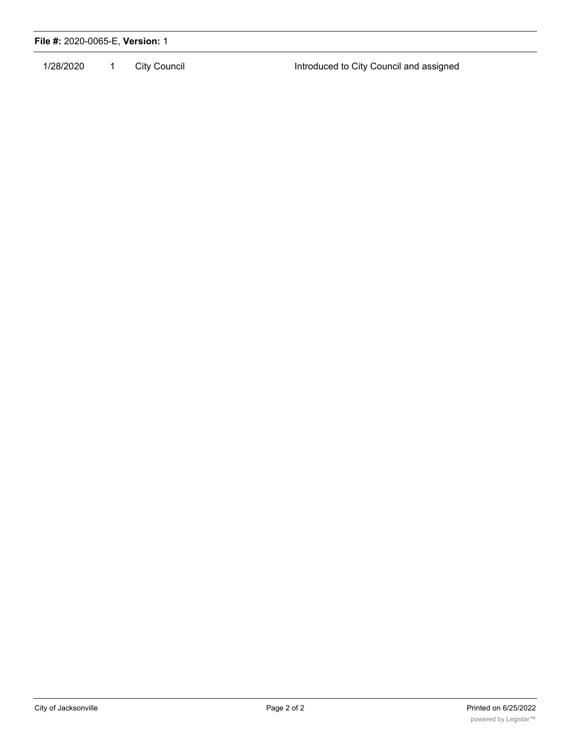**File #:** 2020-0065-E, **Version:** 1

| | | | |
|---|---|---|---|
| 1/28/2020 | 1 | City Council | Introduced to City Council and assigned |